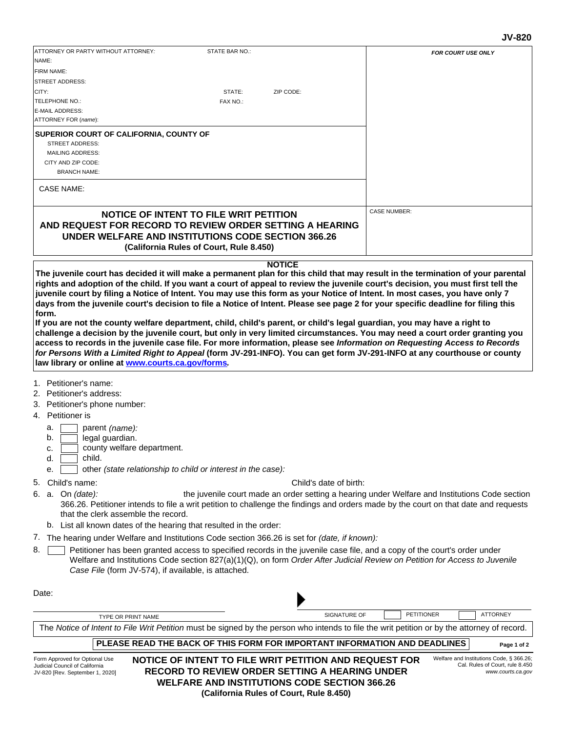JV-820

| ATTORNEY OR PARTY WITHOUT ATTORNEY: STATE BAR NO.: | FOR COURT USE ONLY |
|---|---|
| NAME: | |
| FIRM NAME: | |
| STREET ADDRESS: | |
| CITY: STATE: ZIP CODE: | |
| TELEPHONE NO.: FAX NO.: | |
| E-MAIL ADDRESS: | |
| ATTORNEY FOR *(name)*: | |
| **SUPERIOR COURT OF CALIFORNIA, COUNTY OF** | |
| STREET ADDRESS: | |
| MAILING ADDRESS: | |
| CITY AND ZIP CODE: | |
| BRANCH NAME: | |
| CASE NAME: | |
| **NOTICE OF INTENT TO FILE WRIT PETITION AND REQUEST FOR RECORD TO REVIEW ORDER SETTING A HEARING UNDER WELFARE AND INSTITUTIONS CODE SECTION 366.26 (California Rules of Court, Rule 8.450)** | CASE NUMBER: |

**NOTICE**

**The juvenile court has decided it will make a permanent plan for this child that may result in the termination of your parental rights and adoption of the child. If you want a court of appeal to review the juvenile court's decision, you must first tell the juvenile court by filing a Notice of Intent. You may use this form as your Notice of Intent. In most cases, you have only 7 days from the juvenile court's decision to file a Notice of Intent. Please see page 2 for your specific deadline for filing this form.**

**If you are not the county welfare department, child, child's parent, or child's legal guardian, you may have a right to challenge a decision by the juvenile court, but only in very limited circumstances. You may need a court order granting you access to records in the juvenile case file. For more information, please see *Information on Requesting Access to Records for Persons With a Limited Right to Appeal* (form JV-291-INFO). You can get form JV-291-INFO at any courthouse or county law library or online at [www.courts.ca.gov/forms](http://www.courts.ca.gov/forms).**

1. Petitioner's name:
2. Petitioner's address:
3. Petitioner's phone number:
4. Petitioner is
   a. ☐ parent *(name)*:
   b. ☐ legal guardian.
   c. ☐ county welfare department.
   d. ☐ child.
   e. ☐ other *(state relationship to child or interest in the case)*:
5. Child's name: Child's date of birth:
6. a. On *(date)*: the juvenile court made an order setting a hearing under Welfare and Institutions Code section 366.26. Petitioner intends to file a writ petition to challenge the findings and orders made by the court on that date and requests that the clerk assemble the record.
   b. List all known dates of the hearing that resulted in the order:
7. The hearing under Welfare and Institutions Code section 366.26 is set for *(date, if known)*:
8. ☐ Petitioner has been granted access to specified records in the juvenile case file, and a copy of the court's order under Welfare and Institutions Code section 827(a)(1)(Q), on form *Order After Judicial Review on Petition for Access to Juvenile Case File* (form JV-574), if available, is attached.

Date:

TYPE OR PRINT NAME ▶ SIGNATURE OF ☐ PETITIONER ☐ ATTORNEY

The *Notice of Intent to File Writ Petition* must be signed by the person who intends to file the writ petition or by the attorney of record.

**PLEASE READ THE BACK OF THIS FORM FOR IMPORTANT INFORMATION AND DEADLINES**

Form Approved for Optional Use
Judicial Council of California
JV-820 [Rev. September 1, 2020]

**NOTICE OF INTENT TO FILE WRIT PETITION AND REQUEST FOR RECORD TO REVIEW ORDER SETTING A HEARING UNDER WELFARE AND INSTITUTIONS CODE SECTION 366.26 (California Rules of Court, Rule 8.450)**

Welfare and Institutions Code, § 366.26;
Cal. Rules of Court, rule 8.450
*www.courts.ca.gov*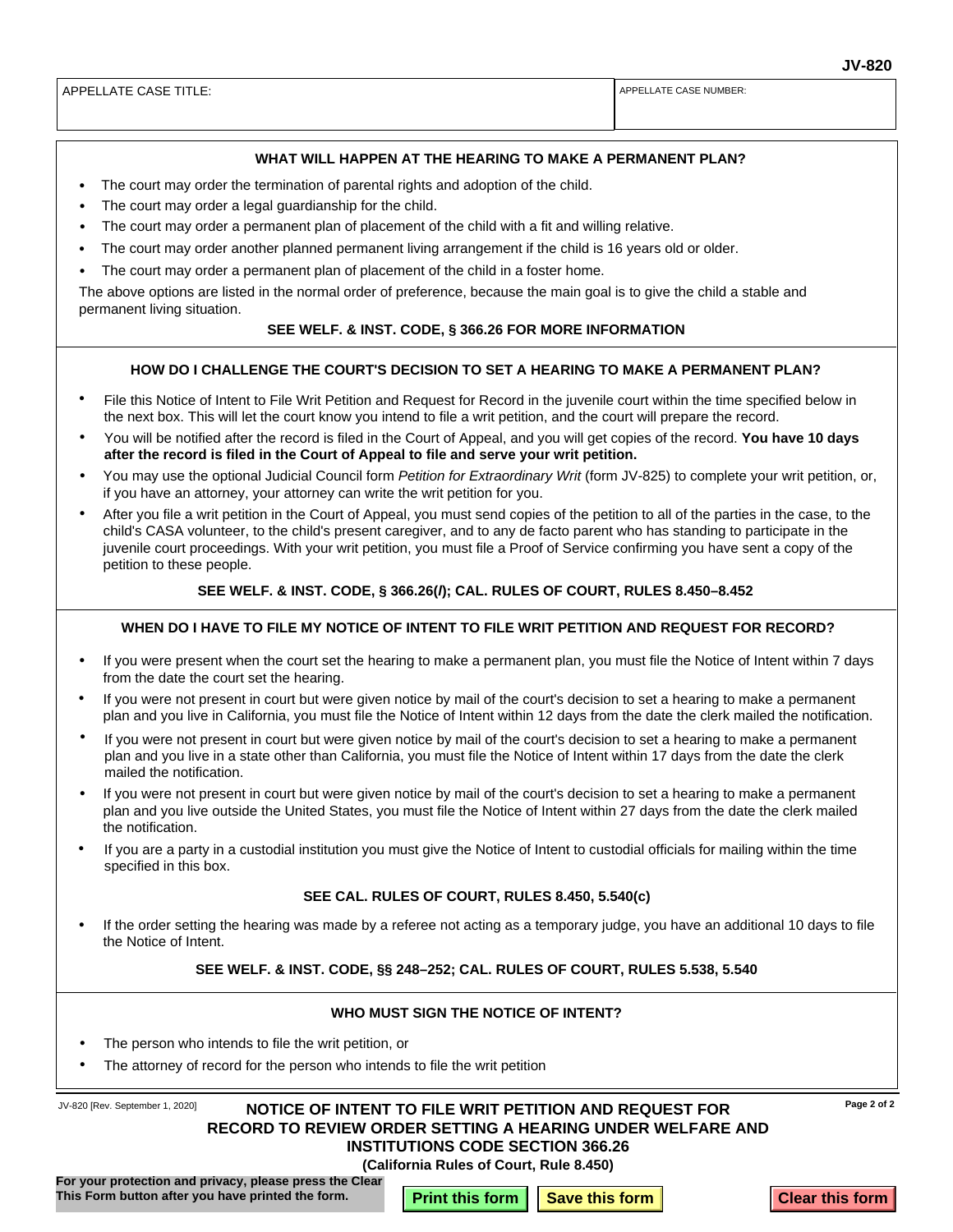| APPELLATE CASE TITLE: | APPELLATE CASE NUMBER: |
|---|---|
| | |

### WHAT WILL HAPPEN AT THE HEARING TO MAKE A PERMANENT PLAN?

- The court may order the termination of parental rights and adoption of the child.
- The court may order a legal guardianship for the child.
- The court may order a permanent plan of placement of the child with a fit and willing relative.
- The court may order another planned permanent living arrangement if the child is 16 years old or older.
- The court may order a permanent plan of placement of the child in a foster home.

The above options are listed in the normal order of preference, because the main goal is to give the child a stable and permanent living situation.

**SEE WELF. & INST. CODE, § 366.26 FOR MORE INFORMATION**

### HOW DO I CHALLENGE THE COURT'S DECISION TO SET A HEARING TO MAKE A PERMANENT PLAN?

- File this Notice of Intent to File Writ Petition and Request for Record in the juvenile court within the time specified below in the next box. This will let the court know you intend to file a writ petition, and the court will prepare the record.
- You will be notified after the record is filed in the Court of Appeal, and you will get copies of the record. **You have 10 days after the record is filed in the Court of Appeal to file and serve your writ petition.**
- You may use the optional Judicial Council form *Petition for Extraordinary Writ* (form JV-825) to complete your writ petition, or, if you have an attorney, your attorney can write the writ petition for you.
- After you file a writ petition in the Court of Appeal, you must send copies of the petition to all of the parties in the case, to the child's CASA volunteer, to the child's present caregiver, and to any de facto parent who has standing to participate in the juvenile court proceedings. With your writ petition, you must file a Proof of Service confirming you have sent a copy of the petition to these people.

**SEE WELF. & INST. CODE, § 366.26(*l*); CAL. RULES OF COURT, RULES 8.450–8.452**

### WHEN DO I HAVE TO FILE MY NOTICE OF INTENT TO FILE WRIT PETITION AND REQUEST FOR RECORD?

- If you were present when the court set the hearing to make a permanent plan, you must file the Notice of Intent within 7 days from the date the court set the hearing.
- If you were not present in court but were given notice by mail of the court's decision to set a hearing to make a permanent plan and you live in California, you must file the Notice of Intent within 12 days from the date the clerk mailed the notification.
- If you were not present in court but were given notice by mail of the court's decision to set a hearing to make a permanent plan and you live in a state other than California, you must file the Notice of Intent within 17 days from the date the clerk mailed the notification.
- If you were not present in court but were given notice by mail of the court's decision to set a hearing to make a permanent plan and you live outside the United States, you must file the Notice of Intent within 27 days from the date the clerk mailed the notification.
- If you are a party in a custodial institution you must give the Notice of Intent to custodial officials for mailing within the time specified in this box.

**SEE CAL. RULES OF COURT, RULES 8.450, 5.540(c)**

- If the order setting the hearing was made by a referee not acting as a temporary judge, you have an additional 10 days to file the Notice of Intent.

**SEE WELF. & INST. CODE, §§ 248–252; CAL. RULES OF COURT, RULES 5.538, 5.540**

### WHO MUST SIGN THE NOTICE OF INTENT?

- The person who intends to file the writ petition, or
- The attorney of record for the person who intends to file the writ petition

JV-820 [Rev. September 1, 2020]

**NOTICE OF INTENT TO FILE WRIT PETITION AND REQUEST FOR RECORD TO REVIEW ORDER SETTING A HEARING UNDER WELFARE AND INSTITUTIONS CODE SECTION 366.26**
**(California Rules of Court, Rule 8.450)**

For your protection and privacy, please press the Clear This Form button after you have printed the form.

Print this form | Save this form | Clear this form